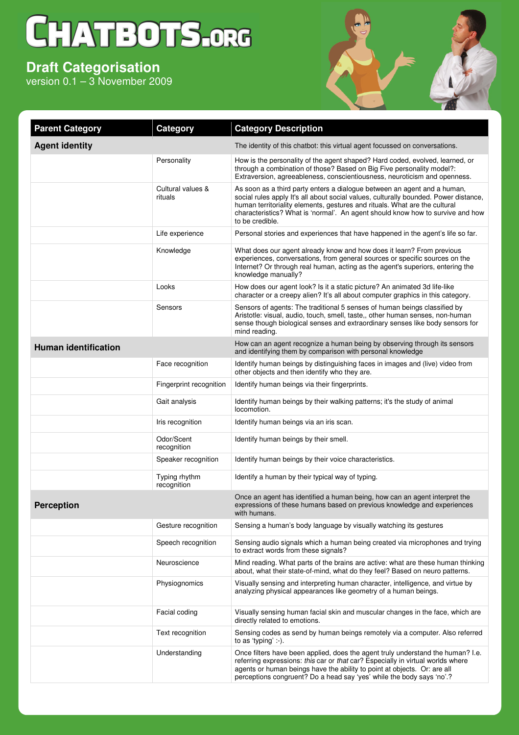# CHATBOTS.ORG

## Draft Categorisation

version 0.1 – 3 November 2009

| Parent Category | Category | Category Description |
|---|---|---|
| **Agent identity** | | The identity of this chatbot: this virtual agent focussed on conversations. |
| | Personality | How is the personality of the agent shaped? Hard coded, evolved, learned, or through a combination of those? Based on Big Five personality model?: Extraversion, agreeableness, conscientiousness, neuroticism and openness. |
| | Cultural values & rituals | As soon as a third party enters a dialogue between an agent and a human, social rules apply It's all about social values, culturally bounded. Power distance, human territoriality elements, gestures and rituals. What are the cultural characteristics? What is 'normal'. An agent should know how to survive and how to be credible. |
| | Life experience | Personal stories and experiences that have happened in the agent's life so far. |
| | Knowledge | What does our agent already know and how does it learn? From previous experiences, conversations, from general sources or specific sources on the Internet? Or through real human, acting as the agent's superiors, entering the knowledge manually? |
| | Looks | How does our agent look? Is it a static picture? An animated 3d life-like character or a creepy alien? It's all about computer graphics in this category. |
| | Sensors | Sensors of agents: The traditional 5 senses of human beings classified by Aristotle: visual, audio, touch, smell, taste,, other human senses, non-human sense though biological senses and extraordinary senses like body sensors for mind reading. |
| **Human identification** | | How can an agent recognize a human being by observing through its sensors and identifying them by comparison with personal knowledge |
| | Face recognition | Identify human beings by distinguishing faces in images and (live) video from other objects and then identify who they are. |
| | Fingerprint recognition | Identify human beings via their fingerprints. |
| | Gait analysis | Identify human beings by their walking patterns; it's the study of animal locomotion. |
| | Iris recognition | Identify human beings via an iris scan. |
| | Odor/Scent recognition | Identify human beings by their smell. |
| | Speaker recognition | Identify human beings by their voice characteristics. |
| | Typing rhythm recognition | Identify a human by their typical way of typing. |
| **Perception** | | Once an agent has identified a human being, how can an agent interpret the expressions of these humans based on previous knowledge and experiences with humans. |
| | Gesture recognition | Sensing a human's body language by visually watching its gestures |
| | Speech recognition | Sensing audio signals which a human being created via microphones and trying to extract words from these signals? |
| | Neuroscience | Mind reading. What parts of the brains are active: what are these human thinking about, what their state-of-mind, what do they feel? Based on neuro patterns. |
| | Physiognomics | Visually sensing and interpreting human character, intelligence, and virtue by analyzing physical appearances like geometry of a human beings. |
| | Facial coding | Visually sensing human facial skin and muscular changes in the face, which are directly related to emotions. |
| | Text recognition | Sensing codes as send by human beings remotely via a computer. Also referred to as 'typing' :-). |
| | Understanding | Once filters have been applied, does the agent truly understand the human? I.e. referring expressions: *this* car or *that* car? Especially in virtual worlds where agents or human beings have the ability to point at objects. Or: are all perceptions congruent? Do a head say 'yes' while the body says 'no'.? |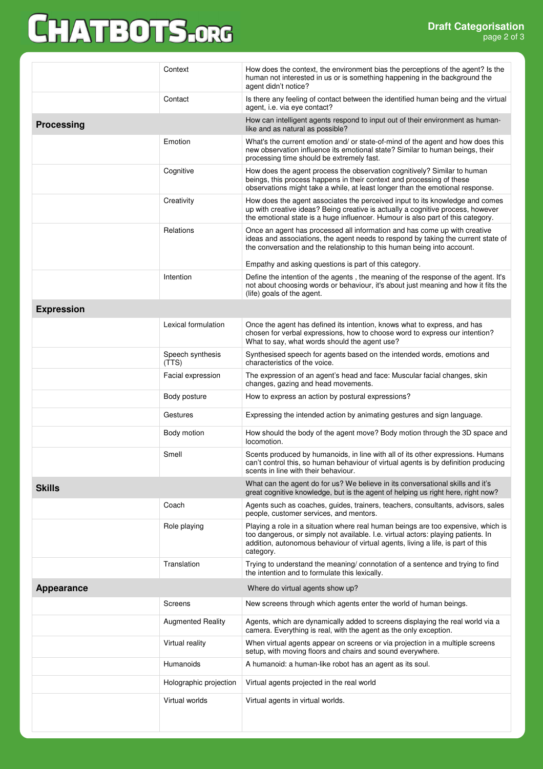| | | |
|---|---|---|
| | Context | How does the context, the environment bias the perceptions of the agent? Is the human not interested in us or is something happening in the background the agent didn't notice? |
| | Contact | Is there any feeling of contact between the identified human being and the virtual agent, i.e. via eye contact? |
| **Processing** | | How can intelligent agents respond to input out of their environment as human-like and as natural as possible? |
| | Emotion | What's the current emotion and/ or state-of-mind of the agent and how does this new observation influence its emotional state? Similar to human beings, their processing time should be extremely fast. |
| | Cognitive | How does the agent process the observation cognitively? Similar to human beings, this process happens in their context and processing of these observations might take a while, at least longer than the emotional response. |
| | Creativity | How does the agent associates the perceived input to its knowledge and comes up with creative ideas? Being creative is actually a cognitive process, however the emotional state is a huge influencer. Humour is also part of this category. |
| | Relations | Once an agent has processed all information and has come up with creative ideas and associations, the agent needs to respond by taking the current state of the conversation and the relationship to this human being into account.<br><br>Empathy and asking questions is part of this category. |
| | Intention | Define the intention of the agents , the meaning of the response of the agent. It's not about choosing words or behaviour, it's about just meaning and how it fits the (life) goals of the agent. |
| **Expression** | | |
| | Lexical formulation | Once the agent has defined its intention, knows what to express, and has chosen for verbal expressions, how to choose word to express our intention? What to say, what words should the agent use? |
| | Speech synthesis (TTS) | Synthesised speech for agents based on the intended words, emotions and characteristics of the voice. |
| | Facial expression | The expression of an agent's head and face: Muscular facial changes, skin changes, gazing and head movements. |
| | Body posture | How to express an action by postural expressions? |
| | Gestures | Expressing the intended action by animating gestures and sign language. |
| | Body motion | How should the body of the agent move? Body motion through the 3D space and locomotion. |
| | Smell | Scents produced by humanoids, in line with all of its other expressions. Humans can't control this, so human behaviour of virtual agents is by definition producing scents in line with their behaviour. |
| **Skills** | | What can the agent do for us? We believe in its conversational skills and it's great cognitive knowledge, but is the agent of helping us right here, right now? |
| | Coach | Agents such as coaches, guides, trainers, teachers, consultants, advisors, sales people, customer services, and mentors. |
| | Role playing | Playing a role in a situation where real human beings are too expensive, which is too dangerous, or simply not available. I.e. virtual actors: playing patients. In addition, autonomous behaviour of virtual agents, living a life, is part of this category. |
| | Translation | Trying to understand the meaning/ connotation of a sentence and trying to find the intention and to formulate this lexically. |
| **Appearance** | | Where do virtual agents show up? |
| | Screens | New screens through which agents enter the world of human beings. |
| | Augmented Reality | Agents, which are dynamically added to screens displaying the real world via a camera. Everything is real, with the agent as the only exception. |
| | Virtual reality | When virtual agents appear on screens or via projection in a multiple screens setup, with moving floors and chairs and sound everywhere. |
| | Humanoids | A humanoid: a human-like robot has an agent as its soul. |
| | Holographic projection | Virtual agents projected in the real world |
| | Virtual worlds | Virtual agents in virtual worlds. |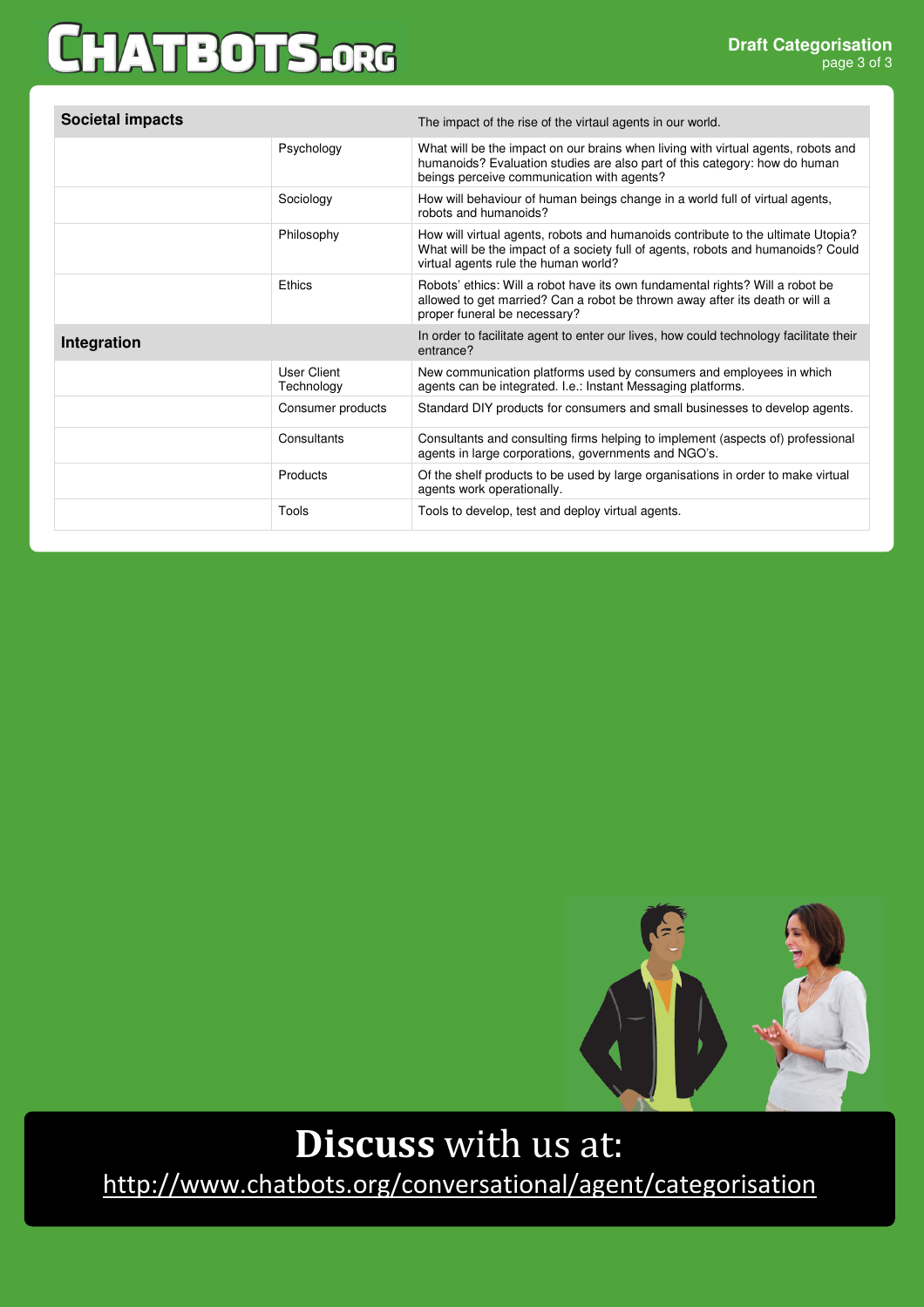| | | |
|---|---|---|
| **Societal impacts** | | The impact of the rise of the virtaul agents in our world. |
| | Psychology | What will be the impact on our brains when living with virtual agents, robots and humanoids? Evaluation studies are also part of this category: how do human beings perceive communication with agents? |
| | Sociology | How will behaviour of human beings change in a world full of virtual agents, robots and humanoids? |
| | Philosophy | How will virtual agents, robots and humanoids contribute to the ultimate Utopia? What will be the impact of a society full of agents, robots and humanoids? Could virtual agents rule the human world? |
| | Ethics | Robots' ethics: Will a robot have its own fundamental rights? Will a robot be allowed to get married? Can a robot be thrown away after its death or will a proper funeral be necessary? |
| **Integration** | | In order to facilitate agent to enter our lives, how could technology facilitate their entrance? |
| | User Client Technology | New communication platforms used by consumers and employees in which agents can be integrated. I.e.: Instant Messaging platforms. |
| | Consumer products | Standard DIY products for consumers and small businesses to develop agents. |
| | Consultants | Consultants and consulting firms helping to implement (aspects of) professional agents in large corporations, governments and NGO's. |
| | Products | Of the shelf products to be used by large organisations in order to make virtual agents work operationally. |
| | Tools | Tools to develop, test and deploy virtual agents. |

**Discuss** with us at:

http://www.chatbots.org/conversational/agent/categorisation